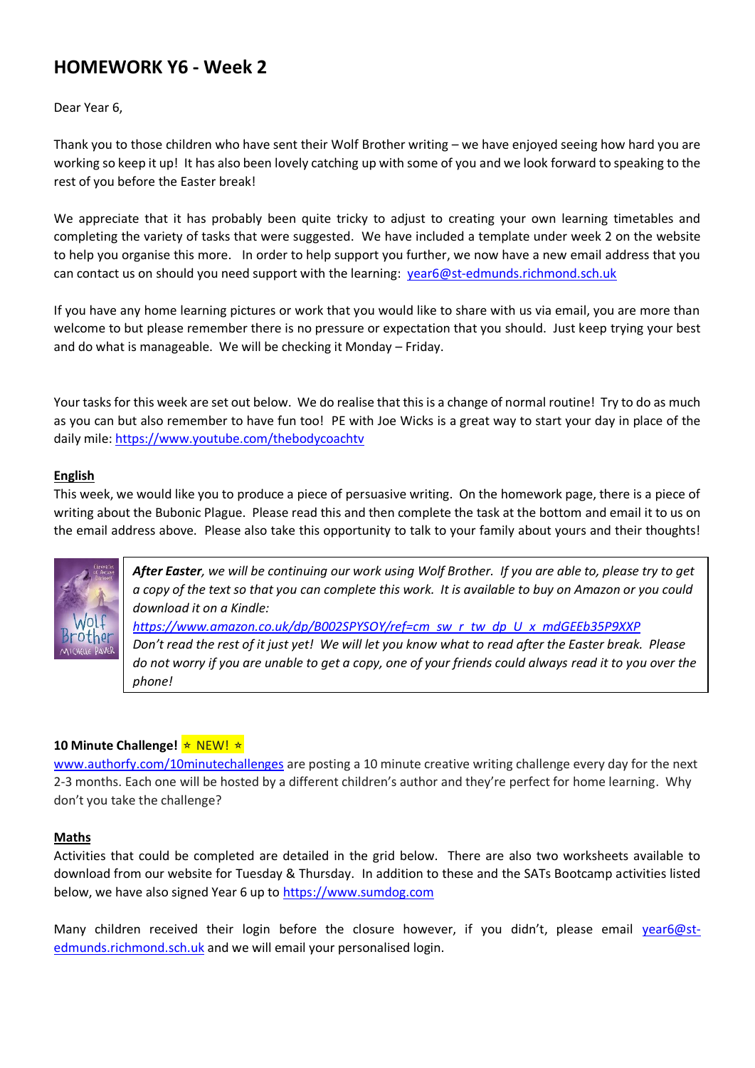# HOMEWORK Y6 - Week 2

Dear Year 6,

Thank you to those children who have sent their Wolf Brother writing – we have enjoyed seeing how hard you are working so keep it up! It has also been lovely catching up with some of you and we look forward to speaking to the rest of you before the Easter break!

We appreciate that it has probably been quite tricky to adjust to creating your own learning timetables and completing the variety of tasks that were suggested. We have included a template under week 2 on the website to help you organise this more. In order to help support you further, we now have a new email address that you can contact us on should you need support with the learning: [year6@st-edmunds.richmond.sch.uk](mailto:year6@st-edmunds.richmond.sch.uk)

If you have any home learning pictures or work that you would like to share with us via email, you are more than welcome to but please remember there is no pressure or expectation that you should. Just keep trying your best and do what is manageable. We will be checking it Monday – Friday.

Your tasks for this week are set out below. We do realise that this is a change of normal routine! Try to do as much as you can but also remember to have fun too! PE with Joe Wicks is a great way to start your day in place of the daily mile: [https://www.youtube.com/thebodycoachtv](https://www.youtube.com/thebodycoachtv)

**English**

This week, we would like you to produce a piece of persuasive writing. On the homework page, there is a piece of writing about the Bubonic Plague. Please read this and then complete the task at the bottom and email it to us on the email address above. Please also take this opportunity to talk to your family about yours and their thoughts!

> ***After Easter**, we will be continuing our work using Wolf Brother. If you are able to, please try to get a copy of the text so that you can complete this work. It is available to buy on Amazon or you could download it on a Kindle:*
> *[https://www.amazon.co.uk/dp/B002SPYSOY/ref=cm_sw_r_tw_dp_U_x_mdGEEb35P9XXP](https://www.amazon.co.uk/dp/B002SPYSOY/ref=cm_sw_r_tw_dp_U_x_mdGEEb35P9XXP)*
> *Don't read the rest of it just yet! We will let you know what to read after the Easter break. Please do not worry if you are unable to get a copy, one of your friends could always read it to you over the phone!*

**10 Minute Challenge!** ⭑ NEW! ⭑

[www.authorfy.com/10minutechallenges](http://www.authorfy.com/10minutechallenges) are posting a 10 minute creative writing challenge every day for the next 2-3 months. Each one will be hosted by a different children's author and they're perfect for home learning. Why don't you take the challenge?

**Maths**

Activities that could be completed are detailed in the grid below. There are also two worksheets available to download from our website for Tuesday & Thursday. In addition to these and the SATs Bootcamp activities listed below, we have also signed Year 6 up to [https://www.sumdog.com](https://www.sumdog.com)

Many children received their login before the closure however, if you didn't, please email [year6@st-edmunds.richmond.sch.uk](mailto:year6@st-edmunds.richmond.sch.uk) and we will email your personalised login.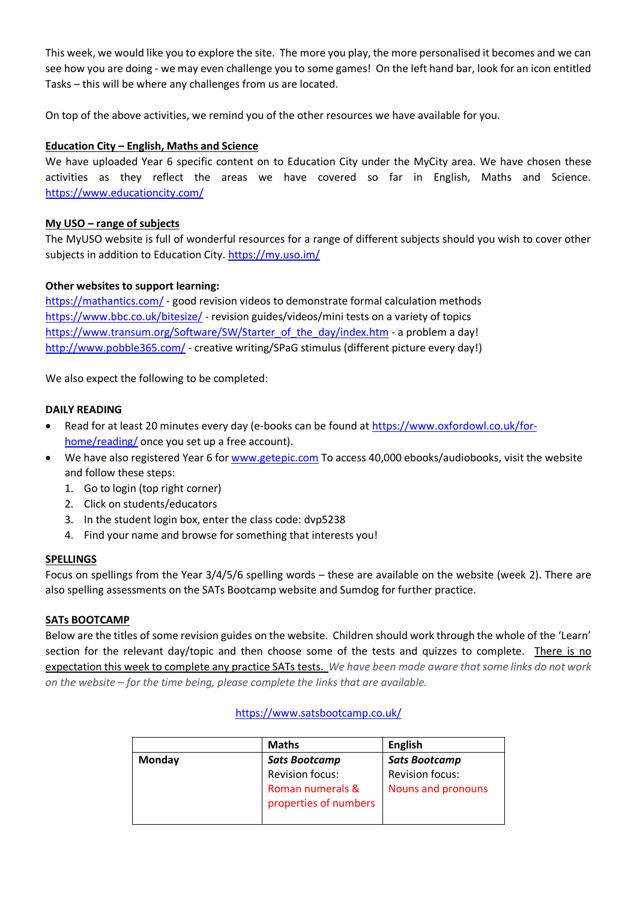This week, we would like you to explore the site. The more you play, the more personalised it becomes and we can see how you are doing - we may even challenge you to some games! On the left hand bar, look for an icon entitled Tasks – this will be where any challenges from us are located.

On top of the above activities, we remind you of the other resources we have available for you.

**Education City – English, Maths and Science**

We have uploaded Year 6 specific content on to Education City under the MyCity area. We have chosen these activities as they reflect the areas we have covered so far in English, Maths and Science. https://www.educationcity.com/

**My USO – range of subjects**

The MyUSO website is full of wonderful resources for a range of different subjects should you wish to cover other subjects in addition to Education City. https://my.uso.im/

**Other websites to support learning:**

https://mathantics.com/ - good revision videos to demonstrate formal calculation methods
https://www.bbc.co.uk/bitesize/ - revision guides/videos/mini tests on a variety of topics
https://www.transum.org/Software/SW/Starter_of_the_day/index.htm - a problem a day!
http://www.pobble365.com/ - creative writing/SPaG stimulus (different picture every day!)

We also expect the following to be completed:

**DAILY READING**

- Read for at least 20 minutes every day (e-books can be found at https://www.oxfordowl.co.uk/for-home/reading/ once you set up a free account).
- We have also registered Year 6 for www.getepic.com To access 40,000 ebooks/audiobooks, visit the website and follow these steps:
  1. Go to login (top right corner)
  2. Click on students/educators
  3. In the student login box, enter the class code: dvp5238
  4. Find your name and browse for something that interests you!

**SPELLINGS**

Focus on spellings from the Year 3/4/5/6 spelling words – these are available on the website (week 2). There are also spelling assessments on the SATs Bootcamp website and Sumdog for further practice.

**SATs BOOTCAMP**

Below are the titles of some revision guides on the website. Children should work through the whole of the 'Learn' section for the relevant day/topic and then choose some of the tests and quizzes to complete. There is no expectation this week to complete any practice SATs tests. *We have been made aware that some links do not work on the website – for the time being, please complete the links that are available.*

https://www.satsbootcamp.co.uk/

| | Maths | English |
|---|---|---|
| Monday | ***Sats Bootcamp*** Revision focus: Roman numerals & properties of numbers | ***Sats Bootcamp*** Revision focus: Nouns and pronouns |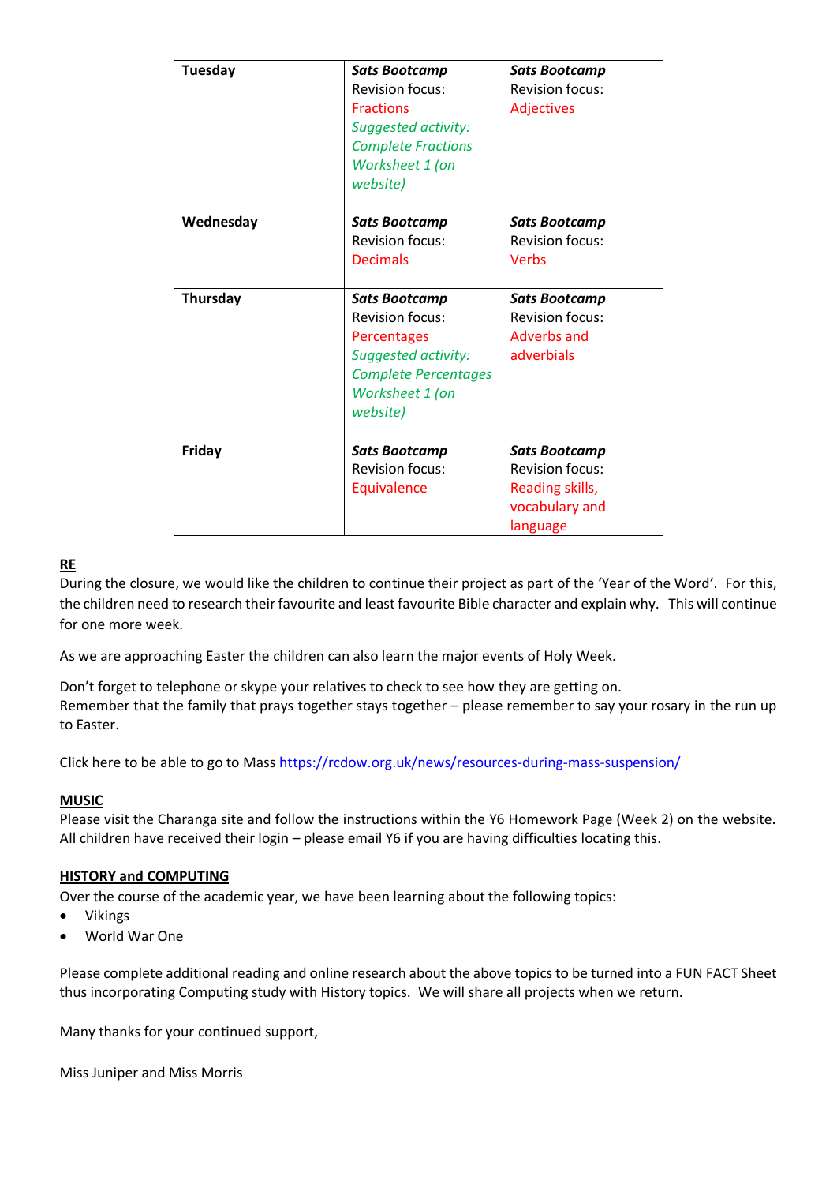| | | |
|---|---|---|
| **Tuesday** | ***Sats Bootcamp*** Revision focus: Fractions *Suggested activity: Complete Fractions Worksheet 1 (on website)* | ***Sats Bootcamp*** Revision focus: Adjectives |
| **Wednesday** | ***Sats Bootcamp*** Revision focus: Decimals | ***Sats Bootcamp*** Revision focus: Verbs |
| **Thursday** | ***Sats Bootcamp*** Revision focus: Percentages *Suggested activity: Complete Percentages Worksheet 1 (on website)* | ***Sats Bootcamp*** Revision focus: Adverbs and adverbials |
| **Friday** | ***Sats Bootcamp*** Revision focus: Equivalence | ***Sats Bootcamp*** Revision focus: Reading skills, vocabulary and language |

**RE**

During the closure, we would like the children to continue their project as part of the 'Year of the Word'. For this, the children need to research their favourite and least favourite Bible character and explain why. This will continue for one more week.

As we are approaching Easter the children can also learn the major events of Holy Week.

Don't forget to telephone or skype your relatives to check to see how they are getting on.
Remember that the family that prays together stays together – please remember to say your rosary in the run up to Easter.

Click here to be able to go to Mass https://rcdow.org.uk/news/resources-during-mass-suspension/

**MUSIC**

Please visit the Charanga site and follow the instructions within the Y6 Homework Page (Week 2) on the website. All children have received their login – please email Y6 if you are having difficulties locating this.

**HISTORY and COMPUTING**

Over the course of the academic year, we have been learning about the following topics:

- Vikings
- World War One

Please complete additional reading and online research about the above topics to be turned into a FUN FACT Sheet thus incorporating Computing study with History topics. We will share all projects when we return.

Many thanks for your continued support,

Miss Juniper and Miss Morris